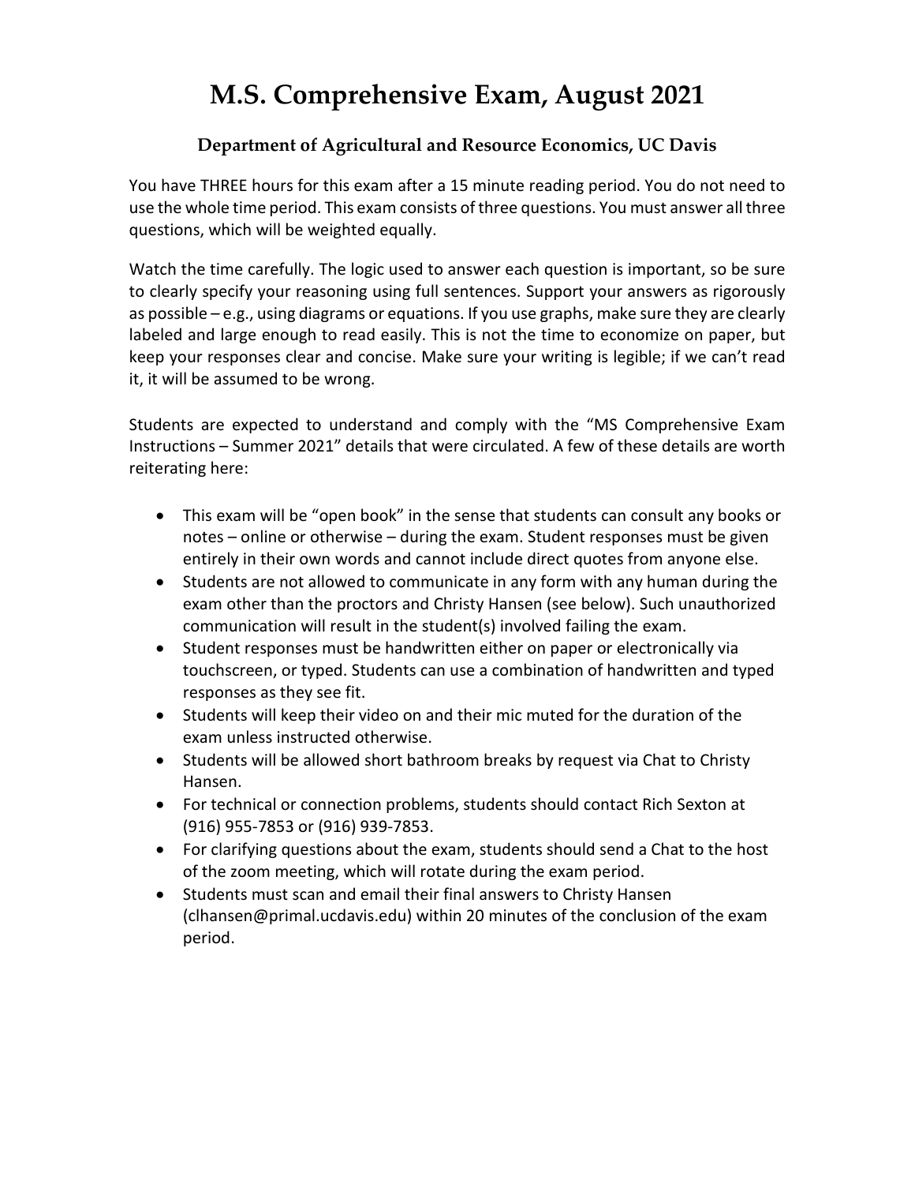# M.S. Comprehensive Exam, August 2021

### Department of Agricultural and Resource Economics, UC Davis

You have THREE hours for this exam after a 15 minute reading period. You do not need to use the whole time period. This exam consists of three questions. You must answer all three questions, which will be weighted equally.

Watch the time carefully. The logic used to answer each question is important, so be sure to clearly specify your reasoning using full sentences. Support your answers as rigorously as possible – e.g., using diagrams or equations. If you use graphs, make sure they are clearly labeled and large enough to read easily. This is not the time to economize on paper, but keep your responses clear and concise. Make sure your writing is legible; if we can't read it, it will be assumed to be wrong.

Students are expected to understand and comply with the "MS Comprehensive Exam Instructions – Summer 2021" details that were circulated. A few of these details are worth reiterating here:

- This exam will be "open book" in the sense that students can consult any books or notes – online or otherwise – during the exam. Student responses must be given entirely in their own words and cannot include direct quotes from anyone else.
- Students are not allowed to communicate in any form with any human during the exam other than the proctors and Christy Hansen (see below). Such unauthorized communication will result in the student(s) involved failing the exam.
- Student responses must be handwritten either on paper or electronically via touchscreen, or typed. Students can use a combination of handwritten and typed responses as they see fit.
- Students will keep their video on and their mic muted for the duration of the exam unless instructed otherwise.
- Students will be allowed short bathroom breaks by request via Chat to Christy Hansen.
- For technical or connection problems, students should contact Rich Sexton at (916) 955-7853 or (916) 939-7853.
- For clarifying questions about the exam, students should send a Chat to the host of the zoom meeting, which will rotate during the exam period.
- Students must scan and email their final answers to Christy Hansen (clhansen@primal.ucdavis.edu) within 20 minutes of the conclusion of the exam period.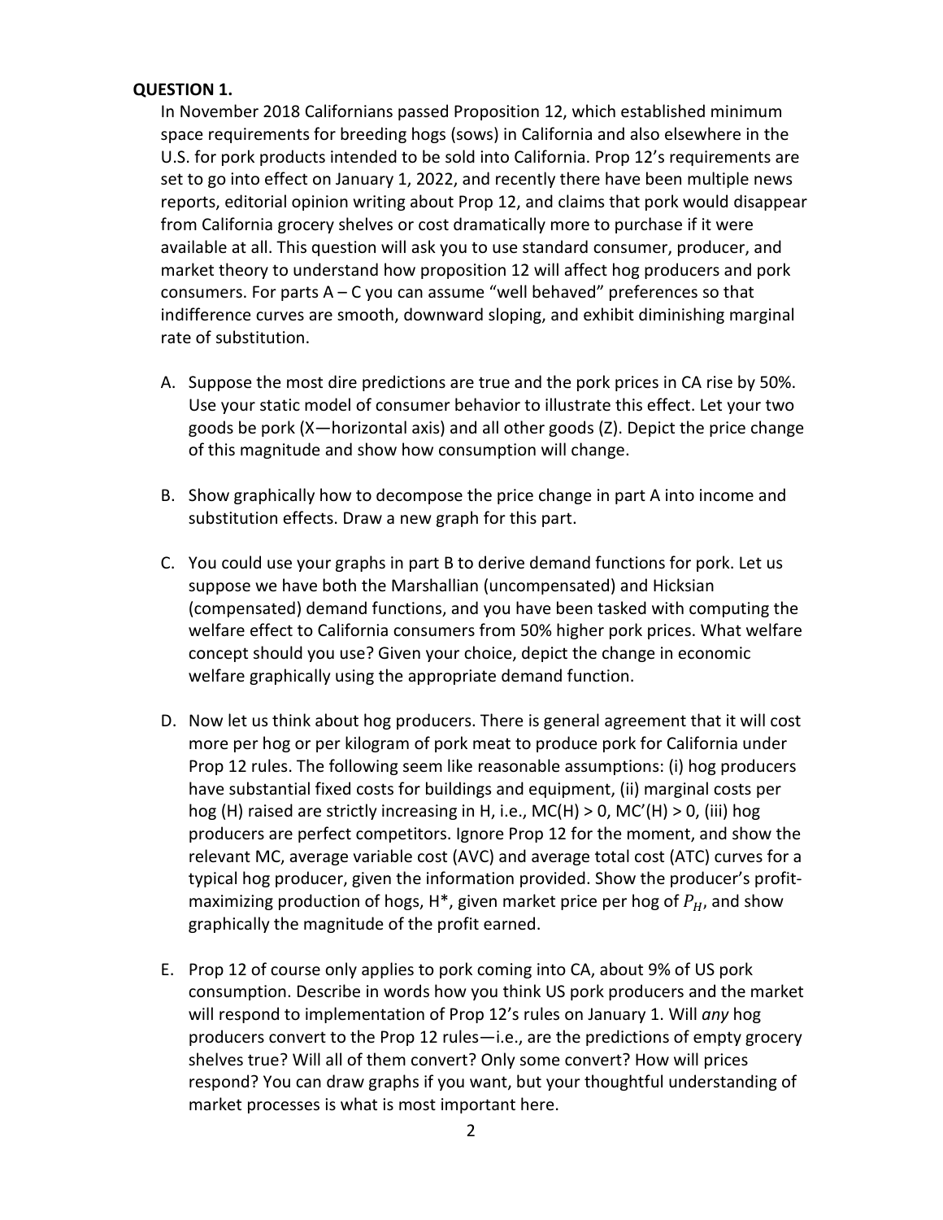**QUESTION 1.**

In November 2018 Californians passed Proposition 12, which established minimum space requirements for breeding hogs (sows) in California and also elsewhere in the U.S. for pork products intended to be sold into California. Prop 12's requirements are set to go into effect on January 1, 2022, and recently there have been multiple news reports, editorial opinion writing about Prop 12, and claims that pork would disappear from California grocery shelves or cost dramatically more to purchase if it were available at all. This question will ask you to use standard consumer, producer, and market theory to understand how proposition 12 will affect hog producers and pork consumers. For parts A – C you can assume "well behaved" preferences so that indifference curves are smooth, downward sloping, and exhibit diminishing marginal rate of substitution.

A. Suppose the most dire predictions are true and the pork prices in CA rise by 50%. Use your static model of consumer behavior to illustrate this effect. Let your two goods be pork (X—horizontal axis) and all other goods (Z). Depict the price change of this magnitude and show how consumption will change.

B. Show graphically how to decompose the price change in part A into income and substitution effects. Draw a new graph for this part.

C. You could use your graphs in part B to derive demand functions for pork. Let us suppose we have both the Marshallian (uncompensated) and Hicksian (compensated) demand functions, and you have been tasked with computing the welfare effect to California consumers from 50% higher pork prices. What welfare concept should you use? Given your choice, depict the change in economic welfare graphically using the appropriate demand function.

D. Now let us think about hog producers. There is general agreement that it will cost more per hog or per kilogram of pork meat to produce pork for California under Prop 12 rules. The following seem like reasonable assumptions: (i) hog producers have substantial fixed costs for buildings and equipment, (ii) marginal costs per hog (H) raised are strictly increasing in H, i.e., $MC(H) > 0$, $MC'(H) > 0$, (iii) hog producers are perfect competitors. Ignore Prop 12 for the moment, and show the relevant MC, average variable cost (AVC) and average total cost (ATC) curves for a typical hog producer, given the information provided. Show the producer's profit-maximizing production of hogs, H*, given market price per hog of $P_H$, and show graphically the magnitude of the profit earned.

E. Prop 12 of course only applies to pork coming into CA, about 9% of US pork consumption. Describe in words how you think US pork producers and the market will respond to implementation of Prop 12's rules on January 1. Will *any* hog producers convert to the Prop 12 rules—i.e., are the predictions of empty grocery shelves true? Will all of them convert? Only some convert? How will prices respond? You can draw graphs if you want, but your thoughtful understanding of market processes is what is most important here.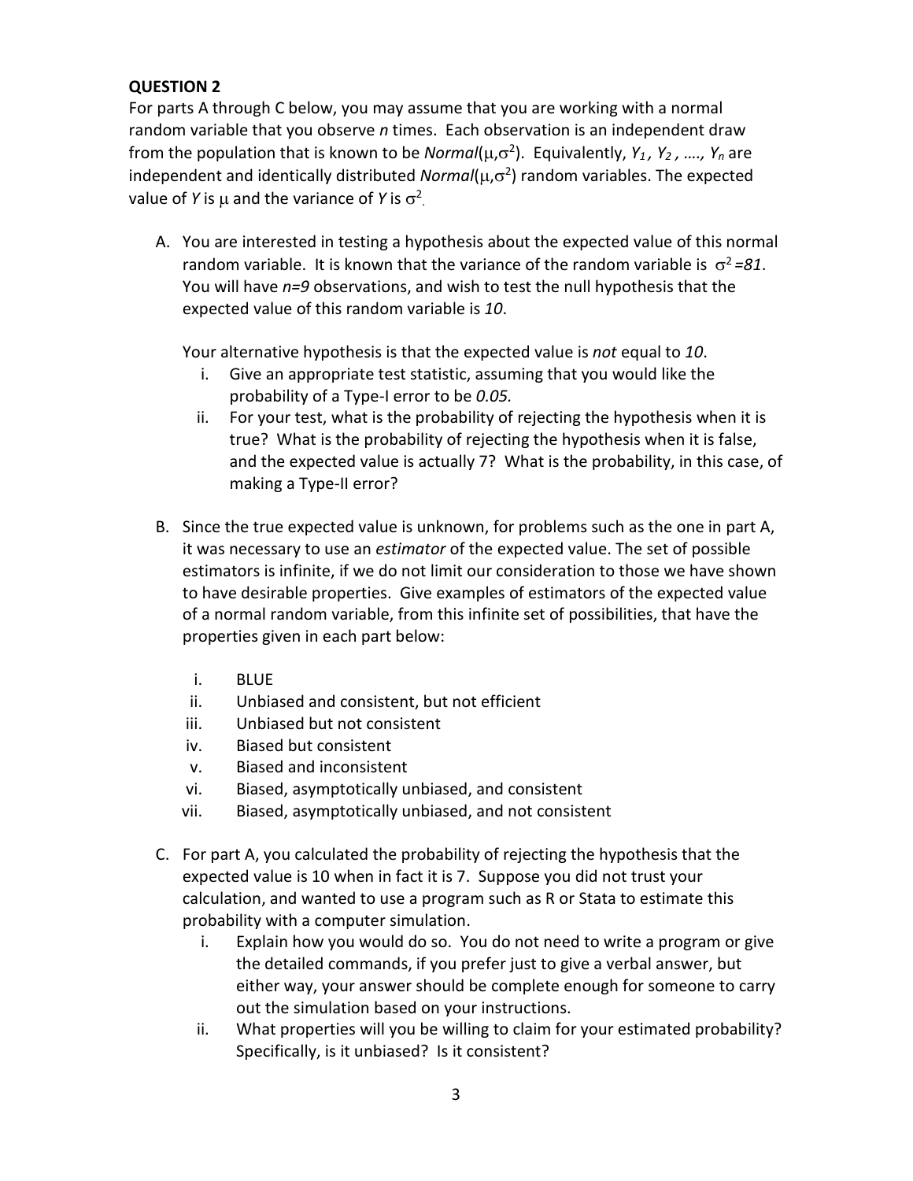**QUESTION 2**

For parts A through C below, you may assume that you are working with a normal random variable that you observe $n$ times. Each observation is an independent draw from the population that is known to be $Normal(\mu,\sigma^2)$. Equivalently, $Y_1$, $Y_2$, ...., $Y_n$ are independent and identically distributed $Normal(\mu,\sigma^2)$ random variables. The expected value of $Y$ is $\mu$ and the variance of $Y$ is $\sigma^2$.

A. You are interested in testing a hypothesis about the expected value of this normal random variable. It is known that the variance of the random variable is $\sigma^2 = 81$. You will have $n=9$ observations, and wish to test the null hypothesis that the expected value of this random variable is *10*.

   Your alternative hypothesis is that the expected value is *not* equal to *10*.

   i. Give an appropriate test statistic, assuming that you would like the probability of a Type-I error to be *0.05.*
   ii. For your test, what is the probability of rejecting the hypothesis when it is true? What is the probability of rejecting the hypothesis when it is false, and the expected value is actually 7? What is the probability, in this case, of making a Type-II error?

B. Since the true expected value is unknown, for problems such as the one in part A, it was necessary to use an *estimator* of the expected value. The set of possible estimators is infinite, if we do not limit our consideration to those we have shown to have desirable properties. Give examples of estimators of the expected value of a normal random variable, from this infinite set of possibilities, that have the properties given in each part below:

   i. BLUE
   ii. Unbiased and consistent, but not efficient
   iii. Unbiased but not consistent
   iv. Biased but consistent
   v. Biased and inconsistent
   vi. Biased, asymptotically unbiased, and consistent
   vii. Biased, asymptotically unbiased, and not consistent

C. For part A, you calculated the probability of rejecting the hypothesis that the expected value is 10 when in fact it is 7. Suppose you did not trust your calculation, and wanted to use a program such as R or Stata to estimate this probability with a computer simulation.

   i. Explain how you would do so. You do not need to write a program or give the detailed commands, if you prefer just to give a verbal answer, but either way, your answer should be complete enough for someone to carry out the simulation based on your instructions.
   ii. What properties will you be willing to claim for your estimated probability? Specifically, is it unbiased? Is it consistent?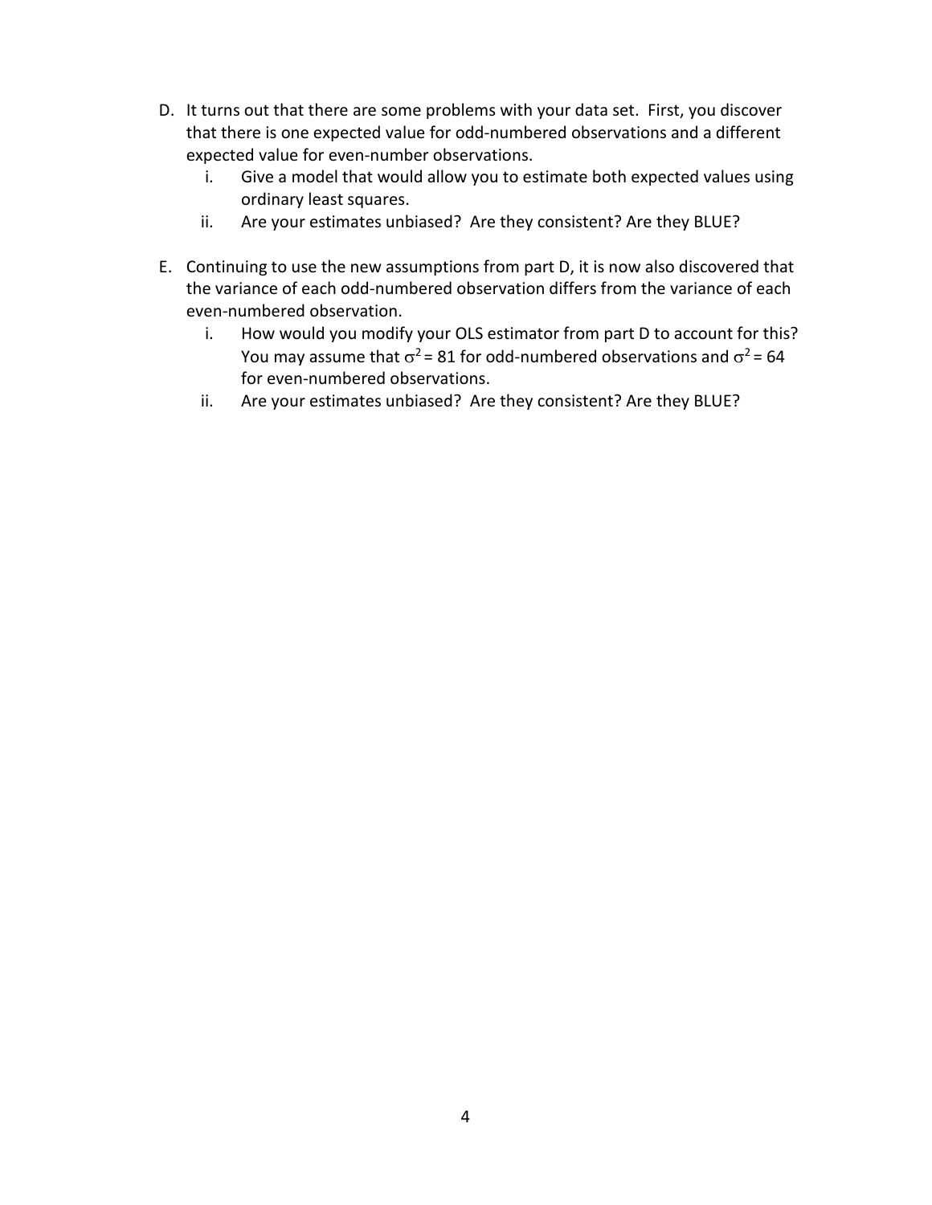D. It turns out that there are some problems with your data set. First, you discover that there is one expected value for odd-numbered observations and a different expected value for even-number observations.

   i. Give a model that would allow you to estimate both expected values using ordinary least squares.

   ii. Are your estimates unbiased? Are they consistent? Are they BLUE?

E. Continuing to use the new assumptions from part D, it is now also discovered that the variance of each odd-numbered observation differs from the variance of each even-numbered observation.

   i. How would you modify your OLS estimator from part D to account for this? You may assume that $\sigma^2 = 81$ for odd-numbered observations and $\sigma^2 = 64$ for even-numbered observations.

   ii. Are your estimates unbiased? Are they consistent? Are they BLUE?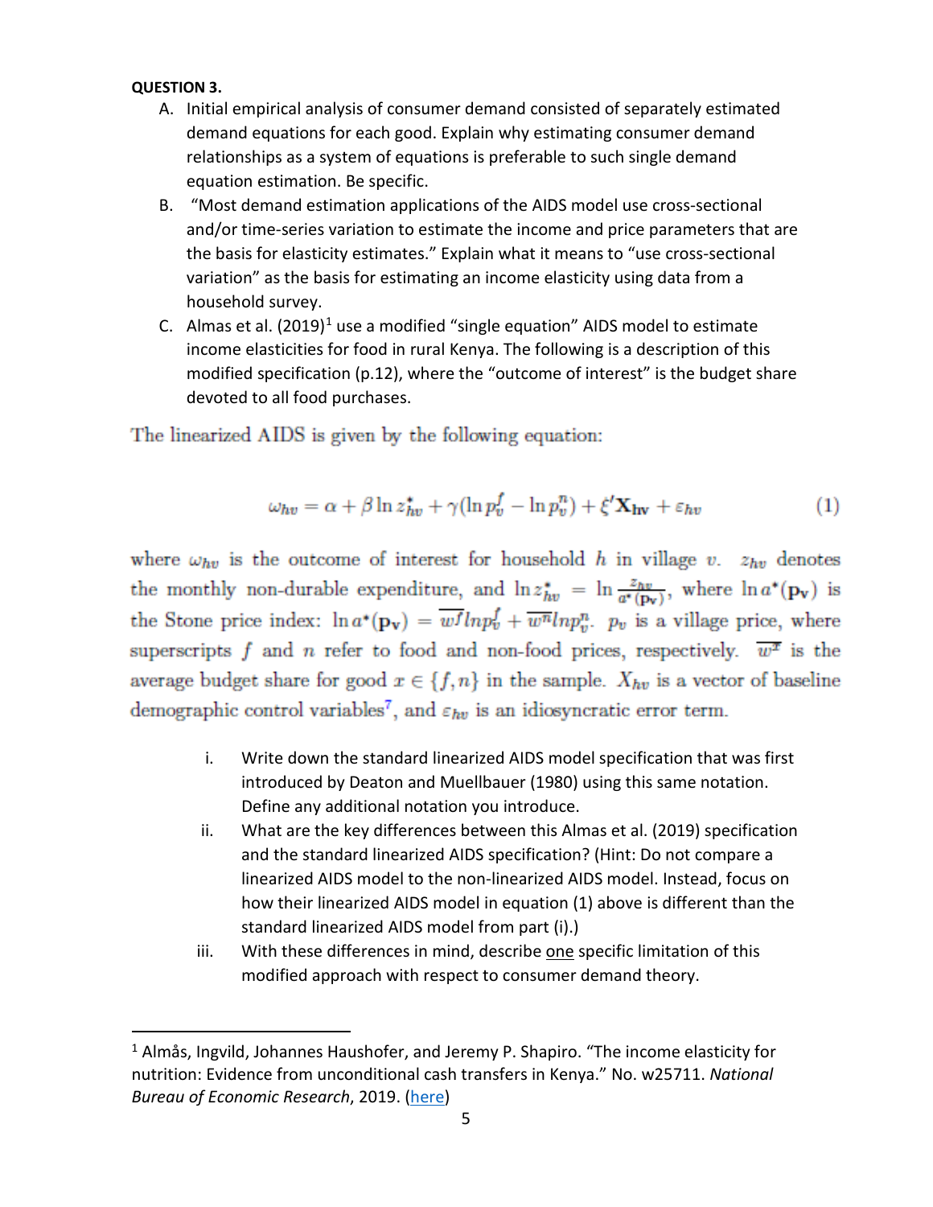**QUESTION 3.**

A. Initial empirical analysis of consumer demand consisted of separately estimated demand equations for each good. Explain why estimating consumer demand relationships as a system of equations is preferable to such single demand equation estimation. Be specific.

B. "Most demand estimation applications of the AIDS model use cross-sectional and/or time-series variation to estimate the income and price parameters that are the basis for elasticity estimates." Explain what it means to "use cross-sectional variation" as the basis for estimating an income elasticity using data from a household survey.

C. Almas et al. (2019)[1] use a modified "single equation" AIDS model to estimate income elasticities for food in rural Kenya. The following is a description of this modified specification (p.12), where the "outcome of interest" is the budget share devoted to all food purchases.

The linearized AIDS is given by the following equation:

$$\omega_{hv} = \alpha + \beta \ln z^{*}_{hv} + \gamma(\ln p^{f}_{v} - \ln p^{n}_{v}) + \xi' \mathbf{X_{hv}} + \varepsilon_{hv} \quad (1)$$

where $\omega_{hv}$ is the outcome of interest for household $h$ in village $v$. $z_{hv}$ denotes the monthly non-durable expenditure, and $\ln z^{*}_{hv} = \ln \frac{z_{hv}}{a^{*}(\mathbf{p_v})}$, where $\ln a^{*}(\mathbf{p_v})$ is the Stone price index: $\ln a^{*}(\mathbf{p_v}) = \overline{w^{f}} ln p^{f}_{v} + \overline{w^{n}} ln p^{n}_{v}$. $p_v$ is a village price, where superscripts $f$ and $n$ refer to food and non-food prices, respectively. $\overline{w^{x}}$ is the average budget share for good $x \in \{f, n\}$ in the sample. $X_{hv}$ is a vector of baseline demographic control variables[7], and $\varepsilon_{hv}$ is an idiosyncratic error term.

i. Write down the standard linearized AIDS model specification that was first introduced by Deaton and Muellbauer (1980) using this same notation. Define any additional notation you introduce.

ii. What are the key differences between this Almas et al. (2019) specification and the standard linearized AIDS specification? (Hint: Do not compare a linearized AIDS model to the non-linearized AIDS model. Instead, focus on how their linearized AIDS model in equation (1) above is different than the standard linearized AIDS model from part (i).)

iii. With these differences in mind, describe one specific limitation of this modified approach with respect to consumer demand theory.

---

[1] Almås, Ingvild, Johannes Haushofer, and Jeremy P. Shapiro. "The income elasticity for nutrition: Evidence from unconditional cash transfers in Kenya." No. w25711. *National Bureau of Economic Research*, 2019. (here)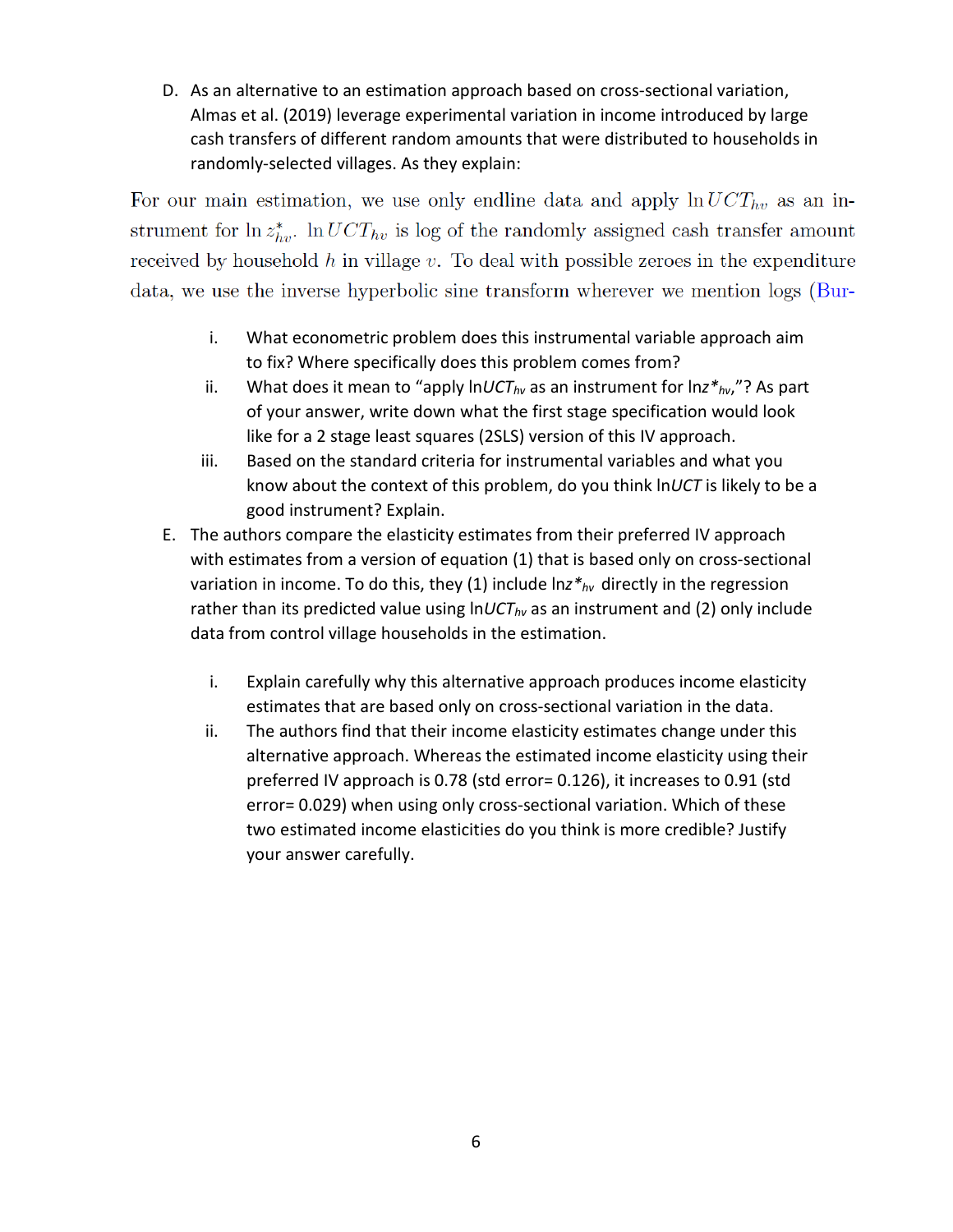D. As an alternative to an estimation approach based on cross-sectional variation, Almas et al. (2019) leverage experimental variation in income introduced by large cash transfers of different random amounts that were distributed to households in randomly-selected villages. As they explain:

> For our main estimation, we use only endline data and apply $\ln UCT_{hv}$ as an instrument for $\ln z^*_{hv}$. $\ln UCT_{hv}$ is log of the randomly assigned cash transfer amount received by household $h$ in village $v$. To deal with possible zeroes in the expenditure data, we use the inverse hyperbolic sine transform wherever we mention logs (Bur-

   i. What econometric problem does this instrumental variable approach aim to fix? Where specifically does this problem comes from?

   ii. What does it mean to "apply ln*UCT*$_{hv}$ as an instrument for ln*z**$_{hv}$,"? As part of your answer, write down what the first stage specification would look like for a 2 stage least squares (2SLS) version of this IV approach.

   iii. Based on the standard criteria for instrumental variables and what you know about the context of this problem, do you think ln*UCT* is likely to be a good instrument? Explain.

E. The authors compare the elasticity estimates from their preferred IV approach with estimates from a version of equation (1) that is based only on cross-sectional variation in income. To do this, they (1) include ln*z**$_{hv}$ directly in the regression rather than its predicted value using ln*UCT*$_{hv}$ as an instrument and (2) only include data from control village households in the estimation.

   i. Explain carefully why this alternative approach produces income elasticity estimates that are based only on cross-sectional variation in the data.

   ii. The authors find that their income elasticity estimates change under this alternative approach. Whereas the estimated income elasticity using their preferred IV approach is 0.78 (std error= 0.126), it increases to 0.91 (std error= 0.029) when using only cross-sectional variation. Which of these two estimated income elasticities do you think is more credible? Justify your answer carefully.